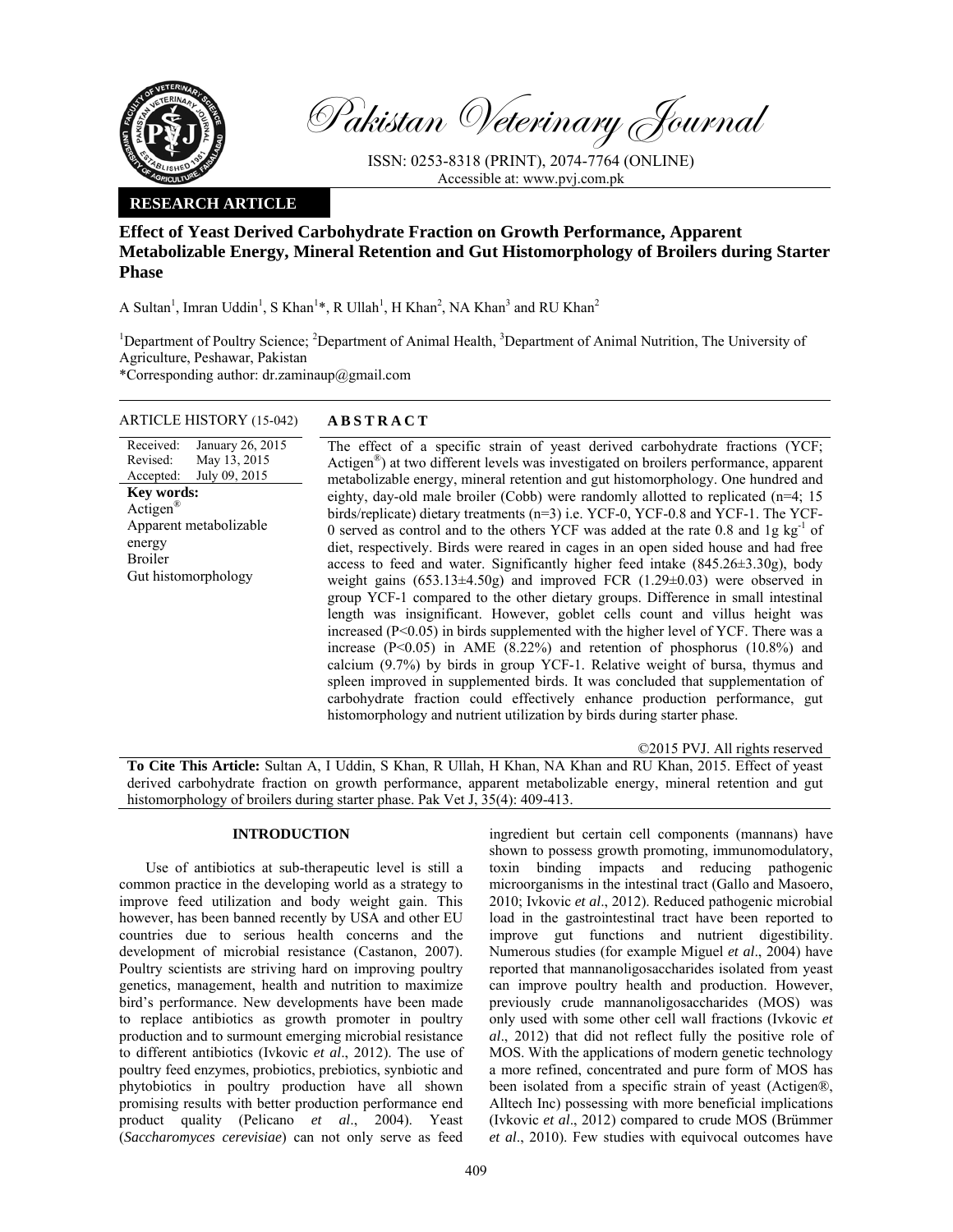Pakistan Veterinary Journal

ISSN: 0253-8318 (PRINT), 2074-7764 (ONLINE)
Accessible at: www.pvj.com.pk

**RESEARCH ARTICLE**

# Effect of Yeast Derived Carbohydrate Fraction on Growth Performance, Apparent Metabolizable Energy, Mineral Retention and Gut Histomorphology of Broilers during Starter Phase

A Sultan[1], Imran Uddin[1], S Khan[1]*, R Ullah[1], H Khan[2], NA Khan[3] and RU Khan[2]

[1]Department of Poultry Science; [2]Department of Animal Health, [3]Department of Animal Nutrition, The University of Agriculture, Peshawar, Pakistan

*Corresponding author: dr.zaminaup@gmail.com

**ARTICLE HISTORY** (15-042)

Received: January 26, 2015
Revised: May 13, 2015
Accepted: July 09, 2015

**Key words:**
Actigen®
Apparent metabolizable energy
Broiler
Gut histomorphology

## ABSTRACT

The effect of a specific strain of yeast derived carbohydrate fractions (YCF; Actigen®) at two different levels was investigated on broilers performance, apparent metabolizable energy, mineral retention and gut histomorphology. One hundred and eighty, day-old male broiler (Cobb) were randomly allotted to replicated (n=4; 15 birds/replicate) dietary treatments (n=3) i.e. YCF-0, YCF-0.8 and YCF-1. The YCF-0 served as control and to the others YCF was added at the rate 0.8 and 1g $kg^{-1}$ of diet, respectively. Birds were reared in cages in an open sided house and had free access to feed and water. Significantly higher feed intake (845.26±3.30g), body weight gains (653.13±4.50g) and improved FCR (1.29±0.03) were observed in group YCF-1 compared to the other dietary groups. Difference in small intestinal length was insignificant. However, goblet cells count and villus height was increased ($P<0.05$) in birds supplemented with the higher level of YCF. There was a increase ($P<0.05$) in AME (8.22%) and retention of phosphorus (10.8%) and calcium (9.7%) by birds in group YCF-1. Relative weight of bursa, thymus and spleen improved in supplemented birds. It was concluded that supplementation of carbohydrate fraction could effectively enhance production performance, gut histomorphology and nutrient utilization by birds during starter phase.

©2015 PVJ. All rights reserved

**To Cite This Article:** Sultan A, I Uddin, S Khan, R Ullah, H Khan, NA Khan and RU Khan, 2015. Effect of yeast derived carbohydrate fraction on growth performance, apparent metabolizable energy, mineral retention and gut histomorphology of broilers during starter phase. Pak Vet J, 35(4): 409-413.

## INTRODUCTION

Use of antibiotics at sub-therapeutic level is still a common practice in the developing world as a strategy to improve feed utilization and body weight gain. This however, has been banned recently by USA and other EU countries due to serious health concerns and the development of microbial resistance (Castanon, 2007). Poultry scientists are striving hard on improving poultry genetics, management, health and nutrition to maximize bird's performance. New developments have been made to replace antibiotics as growth promoter in poultry production and to surmount emerging microbial resistance to different antibiotics (Ivkovic *et al*., 2012). The use of poultry feed enzymes, probiotics, prebiotics, synbiotic and phytobiotics in poultry production have all shown promising results with better production performance end product quality (Pelicano *et al*., 2004). Yeast (*Saccharomyces cerevisiae*) can not only serve as feed ingredient but certain cell components (mannans) have shown to possess growth promoting, immunomodulatory, toxin binding impacts and reducing pathogenic microorganisms in the intestinal tract (Gallo and Masoero, 2010; Ivkovic *et al*., 2012). Reduced pathogenic microbial load in the gastrointestinal tract have been reported to improve gut functions and nutrient digestibility. Numerous studies (for example Miguel *et al*., 2004) have reported that mannanoligosaccharides isolated from yeast can improve poultry health and production. However, previously crude mannanoligosaccharides (MOS) was only used with some other cell wall fractions (Ivkovic *et al*., 2012) that did not reflect fully the positive role of MOS. With the applications of modern genetic technology a more refined, concentrated and pure form of MOS has been isolated from a specific strain of yeast (Actigen®, Alltech Inc) possessing with more beneficial implications (Ivkovic *et al*., 2012) compared to crude MOS (Brümmer *et al*., 2010). Few studies with equivocal outcomes have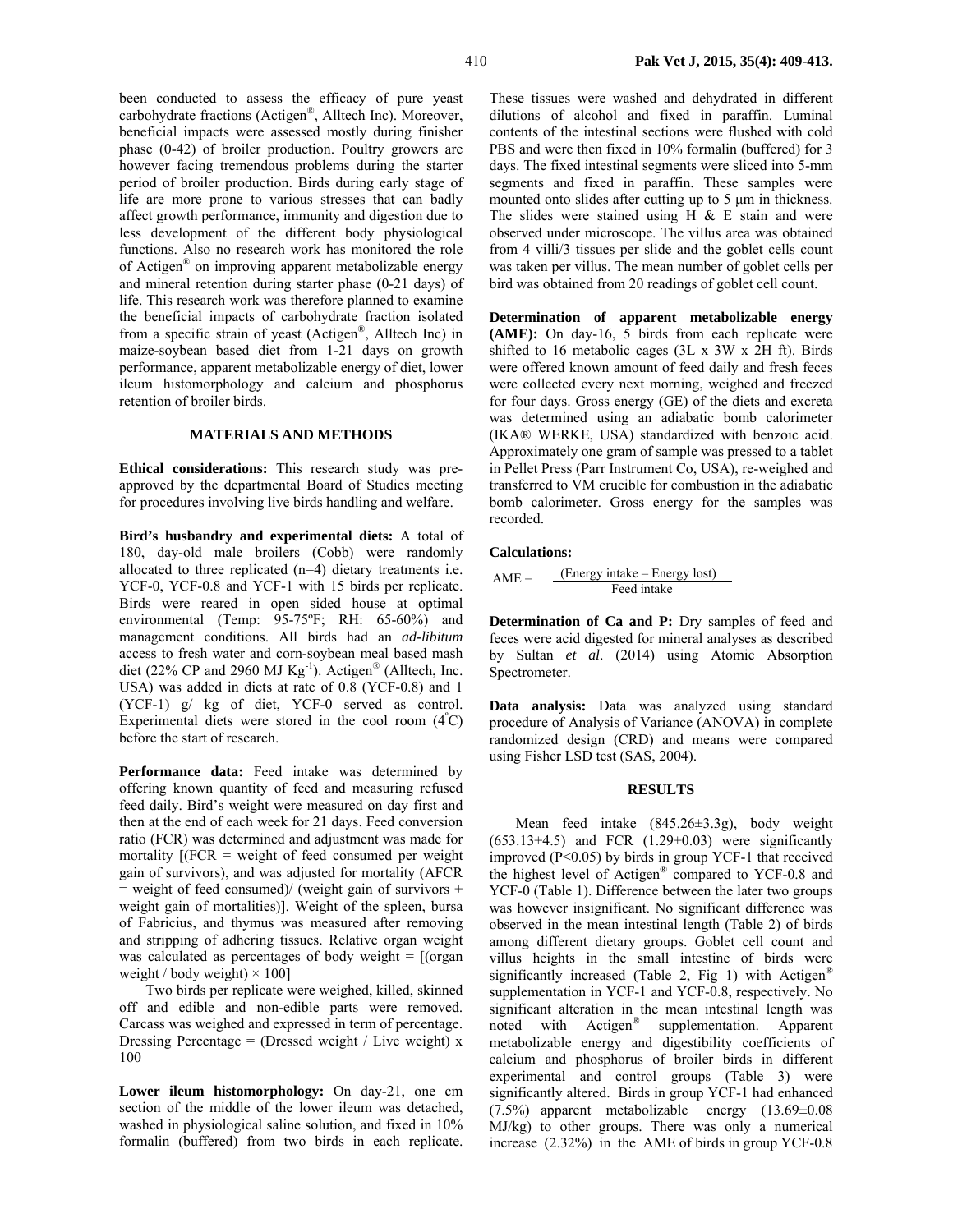been conducted to assess the efficacy of pure yeast carbohydrate fractions (Actigen®, Alltech Inc). Moreover, beneficial impacts were assessed mostly during finisher phase (0-42) of broiler production. Poultry growers are however facing tremendous problems during the starter period of broiler production. Birds during early stage of life are more prone to various stresses that can badly affect growth performance, immunity and digestion due to less development of the different body physiological functions. Also no research work has monitored the role of Actigen® on improving apparent metabolizable energy and mineral retention during starter phase (0-21 days) of life. This research work was therefore planned to examine the beneficial impacts of carbohydrate fraction isolated from a specific strain of yeast (Actigen®, Alltech Inc) in maize-soybean based diet from 1-21 days on growth performance, apparent metabolizable energy of diet, lower ileum histomorphology and calcium and phosphorus retention of broiler birds.

## MATERIALS AND METHODS

**Ethical considerations:** This research study was pre-approved by the departmental Board of Studies meeting for procedures involving live birds handling and welfare.

**Bird's husbandry and experimental diets:** A total of 180, day-old male broilers (Cobb) were randomly allocated to three replicated (n=4) dietary treatments i.e. YCF-0, YCF-0.8 and YCF-1 with 15 birds per replicate. Birds were reared in open sided house at optimal environmental (Temp: 95-75ºF; RH: 65-60%) and management conditions. All birds had an *ad-libitum* access to fresh water and corn-soybean meal based mash diet (22% CP and 2960 MJ $Kg^{-1}$). Actigen® (Alltech, Inc. USA) was added in diets at rate of 0.8 (YCF-0.8) and 1 (YCF-1) g/ kg of diet, YCF-0 served as control. Experimental diets were stored in the cool room (4°C) before the start of research.

**Performance data:** Feed intake was determined by offering known quantity of feed and measuring refused feed daily. Bird's weight were measured on day first and then at the end of each week for 21 days. Feed conversion ratio (FCR) was determined and adjustment was made for mortality [(FCR = weight of feed consumed per weight gain of survivors), and was adjusted for mortality (AFCR = weight of feed consumed)/ (weight gain of survivors + weight gain of mortalities)]. Weight of the spleen, bursa of Fabricius, and thymus was measured after removing and stripping of adhering tissues. Relative organ weight was calculated as percentages of body weight = [(organ weight / body weight) × 100]

Two birds per replicate were weighed, killed, skinned off and edible and non-edible parts were removed. Carcass was weighed and expressed in term of percentage. Dressing Percentage = (Dressed weight / Live weight) x 100

**Lower ileum histomorphology:** On day-21, one cm section of the middle of the lower ileum was detached, washed in physiological saline solution, and fixed in 10% formalin (buffered) from two birds in each replicate. These tissues were washed and dehydrated in different dilutions of alcohol and fixed in paraffin. Luminal contents of the intestinal sections were flushed with cold PBS and were then fixed in 10% formalin (buffered) for 3 days. The fixed intestinal segments were sliced into 5-mm segments and fixed in paraffin. These samples were mounted onto slides after cutting up to 5 µm in thickness. The slides were stained using H & E stain and were observed under microscope. The villus area was obtained from 4 villi/3 tissues per slide and the goblet cells count was taken per villus. The mean number of goblet cells per bird was obtained from 20 readings of goblet cell count.

**Determination of apparent metabolizable energy (AME):** On day-16, 5 birds from each replicate were shifted to 16 metabolic cages (3L x 3W x 2H ft). Birds were offered known amount of feed daily and fresh feces were collected every next morning, weighed and freezed for four days. Gross energy (GE) of the diets and excreta was determined using an adiabatic bomb calorimeter (IKA® WERKE, USA) standardized with benzoic acid. Approximately one gram of sample was pressed to a tablet in Pellet Press (Parr Instrument Co, USA), re-weighed and transferred to VM crucible for combustion in the adiabatic bomb calorimeter. Gross energy for the samples was recorded.

**Calculations:**

$$AME = \frac{(\text{Energy intake} - \text{Energy lost})}{\text{Feed intake}}$$

**Determination of Ca and P:** Dry samples of feed and feces were acid digested for mineral analyses as described by Sultan *et al*. (2014) using Atomic Absorption Spectrometer.

**Data analysis:** Data was analyzed using standard procedure of Analysis of Variance (ANOVA) in complete randomized design (CRD) and means were compared using Fisher LSD test (SAS, 2004).

## RESULTS

Mean feed intake (845.26±3.3g), body weight (653.13±4.5) and FCR (1.29±0.03) were significantly improved (P<0.05) by birds in group YCF-1 that received the highest level of Actigen® compared to YCF-0.8 and YCF-0 (Table 1). Difference between the later two groups was however insignificant. No significant difference was observed in the mean intestinal length (Table 2) of birds among different dietary groups. Goblet cell count and villus heights in the small intestine of birds were significantly increased (Table 2, Fig 1) with Actigen® supplementation in YCF-1 and YCF-0.8, respectively. No significant alteration in the mean intestinal length was noted with Actigen® supplementation. Apparent metabolizable energy and digestibility coefficients of calcium and phosphorus of broiler birds in different experimental and control groups (Table 3) were significantly altered. Birds in group YCF-1 had enhanced (7.5%) apparent metabolizable energy (13.69±0.08 MJ/kg) to other groups. There was only a numerical increase (2.32%) in the AME of birds in group YCF-0.8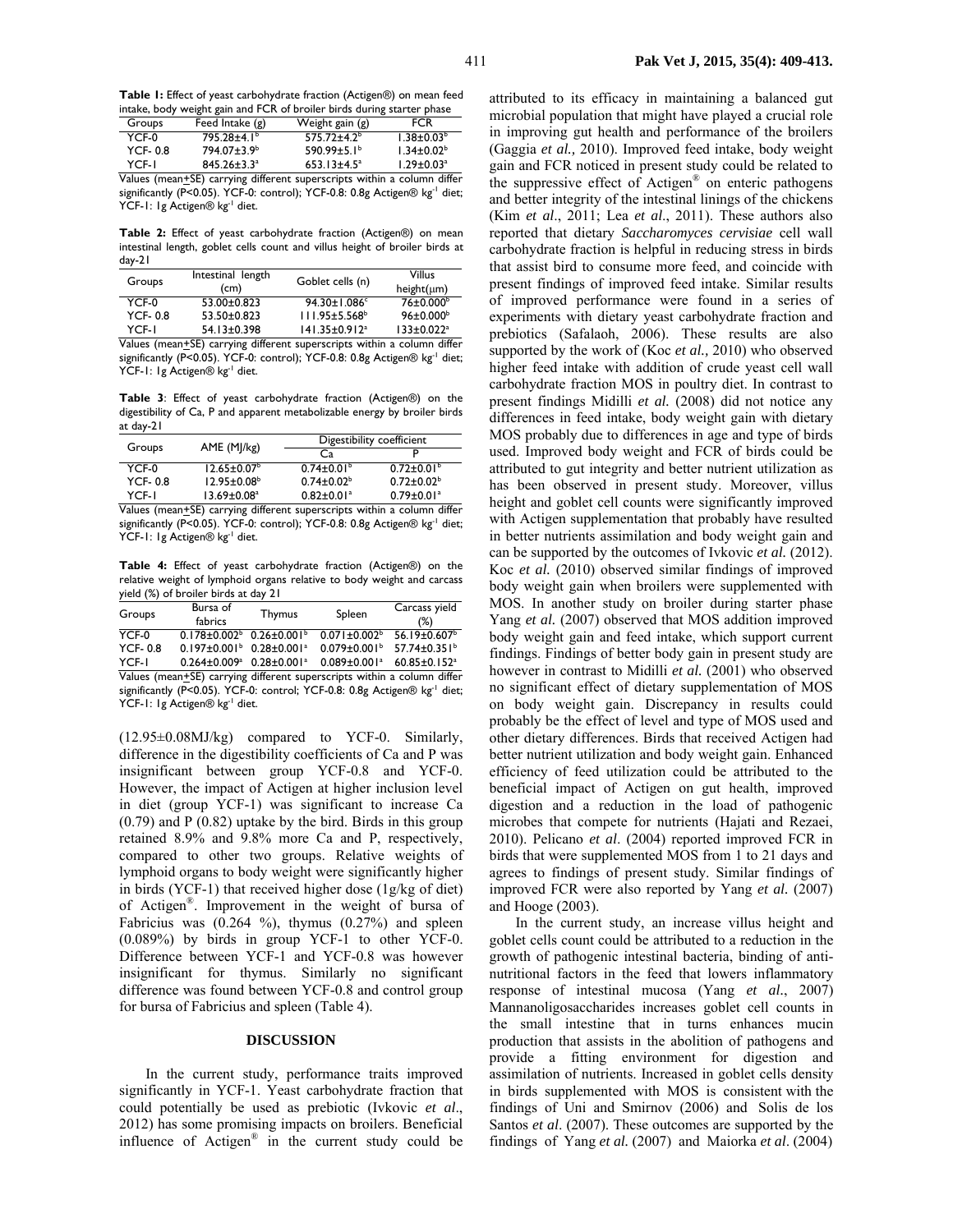**Table 1:** Effect of yeast carbohydrate fraction (Actigen®) on mean feed intake, body weight gain and FCR of broiler birds during starter phase

| Groups | Feed Intake (g) | Weight gain (g) | FCR |
|---|---|---|---|
| YCF-0 | $795.28 \pm 4.1^{b}$ | $575.72 \pm 4.2^{b}$ | $1.38 \pm 0.03^{b}$ |
| YCF- 0.8 | $794.07 \pm 3.9^{b}$ | $590.99 \pm 5.1^{b}$ | $1.34 \pm 0.02^{b}$ |
| YCF-1 | $845.26 \pm 3.3^{a}$ | $653.13 \pm 4.5^{a}$ | $1.29 \pm 0.03^{a}$ |

Values (mean±SE) carrying different superscripts within a column differ significantly ($P<0.05$). YCF-0: control); YCF-0.8: 0.8g Actigen® $kg^{-1}$ diet; YCF-1: 1g Actigen® $kg^{-1}$ diet.

**Table 2:** Effect of yeast carbohydrate fraction (Actigen®) on mean intestinal length, goblet cells count and villus height of broiler birds at day-21

| Groups | Intestinal length (cm) | Goblet cells (n) | Villus height(µm) |
|---|---|---|---|
| YCF-0 | 53.00±0.823 | $94.30 \pm 1.086^{c}$ | $76 \pm 0.000^{b}$ |
| YCF- 0.8 | 53.50±0.823 | $111.95 \pm 5.568^{b}$ | $96 \pm 0.000^{b}$ |
| YCF-1 | 54.13±0.398 | $141.35 \pm 0.912^{a}$ | $133 \pm 0.022^{a}$ |

Values (mean±SE) carrying different superscripts within a column differ significantly ($P<0.05$). YCF-0: control); YCF-0.8: 0.8g Actigen® $kg^{-1}$ diet; YCF-1: 1g Actigen® $kg^{-1}$ diet.

**Table 3**: Effect of yeast carbohydrate fraction (Actigen®) on the digestibility of Ca, P and apparent metabolizable energy by broiler birds at day-21

| Groups | AME (MJ/kg) | Digestibility coefficient | |
|---|---|---|---|
| | | Ca | P |
| YCF-0 | $12.65 \pm 0.07^{b}$ | $0.74 \pm 0.01^{b}$ | $0.72 \pm 0.01^{b}$ |
| YCF- 0.8 | $12.95 \pm 0.08^{b}$ | $0.74 \pm 0.02^{b}$ | $0.72 \pm 0.02^{b}$ |
| YCF-1 | $13.69 \pm 0.08^{a}$ | $0.82 \pm 0.01^{a}$ | $0.79 \pm 0.01^{a}$ |

Values (mean±SE) carrying different superscripts within a column differ significantly ($P<0.05$). YCF-0: control); YCF-0.8: 0.8g Actigen® $kg^{-1}$ diet; YCF-1: 1g Actigen® $kg^{-1}$ diet.

**Table 4:** Effect of yeast carbohydrate fraction (Actigen®) on the relative weight of lymphoid organs relative to body weight and carcass yield (%) of broiler birds at day 21

| Groups | Bursa of fabrics | Thymus | Spleen | Carcass yield (%) |
|---|---|---|---|---|
| YCF-0 | $0.178 \pm 0.002^{b}$ | $0.26 \pm 0.001^{b}$ | $0.071 \pm 0.002^{b}$ | $56.19 \pm 0.607^{b}$ |
| YCF- 0.8 | $0.197 \pm 0.001^{b}$ | $0.28 \pm 0.001^{a}$ | $0.079 \pm 0.001^{b}$ | $57.74 \pm 0.351^{b}$ |
| YCF-1 | $0.264 \pm 0.009^{a}$ | $0.28 \pm 0.001^{a}$ | $0.089 \pm 0.001^{a}$ | $60.85 \pm 0.152^{a}$ |

Values (mean±SE) carrying different superscripts within a column differ significantly ($P<0.05$). YCF-0: control; YCF-0.8: 0.8g Actigen® $kg^{-1}$ diet; YCF-1: 1g Actigen® $kg^{-1}$ diet.

(12.95±0.08MJ/kg) compared to YCF-0. Similarly, difference in the digestibility coefficients of Ca and P was insignificant between group YCF-0.8 and YCF-0. However, the impact of Actigen at higher inclusion level in diet (group YCF-1) was significant to increase Ca (0.79) and P (0.82) uptake by the bird. Birds in this group retained 8.9% and 9.8% more Ca and P, respectively, compared to other two groups. Relative weights of lymphoid organs to body weight were significantly higher in birds (YCF-1) that received higher dose (1g/kg of diet) of Actigen®. Improvement in the weight of bursa of Fabricius was (0.264 %), thymus (0.27%) and spleen (0.089%) by birds in group YCF-1 to other YCF-0. Difference between YCF-1 and YCF-0.8 was however insignificant for thymus. Similarly no significant difference was found between YCF-0.8 and control group for bursa of Fabricius and spleen (Table 4).

## DISCUSSION

In the current study, performance traits improved significantly in YCF-1. Yeast carbohydrate fraction that could potentially be used as prebiotic (Ivkovic *et al*., 2012) has some promising impacts on broilers. Beneficial influence of Actigen® in the current study could be attributed to its efficacy in maintaining a balanced gut microbial population that might have played a crucial role in improving gut health and performance of the broilers (Gaggia *et al.,* 2010). Improved feed intake, body weight gain and FCR noticed in present study could be related to the suppressive effect of Actigen® on enteric pathogens and better integrity of the intestinal linings of the chickens (Kim *et al*., 2011; Lea *et al*., 2011). These authors also reported that dietary *Saccharomyces cervisiae* cell wall carbohydrate fraction is helpful in reducing stress in birds that assist bird to consume more feed, and coincide with present findings of improved feed intake. Similar results of improved performance were found in a series of experiments with dietary yeast carbohydrate fraction and prebiotics (Safalaoh, 2006). These results are also supported by the work of (Koc *et al.,* 2010) who observed higher feed intake with addition of crude yeast cell wall carbohydrate fraction MOS in poultry diet. In contrast to present findings Midilli *et al.* (2008) did not notice any differences in feed intake, body weight gain with dietary MOS probably due to differences in age and type of birds used. Improved body weight and FCR of birds could be attributed to gut integrity and better nutrient utilization as has been observed in present study. Moreover, villus height and goblet cell counts were significantly improved with Actigen supplementation that probably have resulted in better nutrients assimilation and body weight gain and can be supported by the outcomes of Ivkovic *et al.* (2012). Koc *et al.* (2010) observed similar findings of improved body weight gain when broilers were supplemented with MOS. In another study on broiler during starter phase Yang *et al.* (2007) observed that MOS addition improved body weight gain and feed intake, which support current findings. Findings of better body gain in present study are however in contrast to Midilli *et al.* (2001) who observed no significant effect of dietary supplementation of MOS on body weight gain. Discrepancy in results could probably be the effect of level and type of MOS used and other dietary differences. Birds that received Actigen had better nutrient utilization and body weight gain. Enhanced efficiency of feed utilization could be attributed to the beneficial impact of Actigen on gut health, improved digestion and a reduction in the load of pathogenic microbes that compete for nutrients (Hajati and Rezaei, 2010). Pelicano *et al*. (2004) reported improved FCR in birds that were supplemented MOS from 1 to 21 days and agrees to findings of present study. Similar findings of improved FCR were also reported by Yang *et al.* (2007) and Hooge (2003).

In the current study, an increase villus height and goblet cells count could be attributed to a reduction in the growth of pathogenic intestinal bacteria, binding of anti-nutritional factors in the feed that lowers inflammatory response of intestinal mucosa (Yang *et al*., 2007) Mannanoligosaccharides increases goblet cell counts in the small intestine that in turns enhances mucin production that assists in the abolition of pathogens and provide a fitting environment for digestion and assimilation of nutrients. Increased in goblet cells density in birds supplemented with MOS is consistent with the findings of Uni and Smirnov (2006) and Solis de los Santos *et al*. (2007). These outcomes are supported by the findings of Yang *et al.* (2007) and Maiorka *et al*. (2004)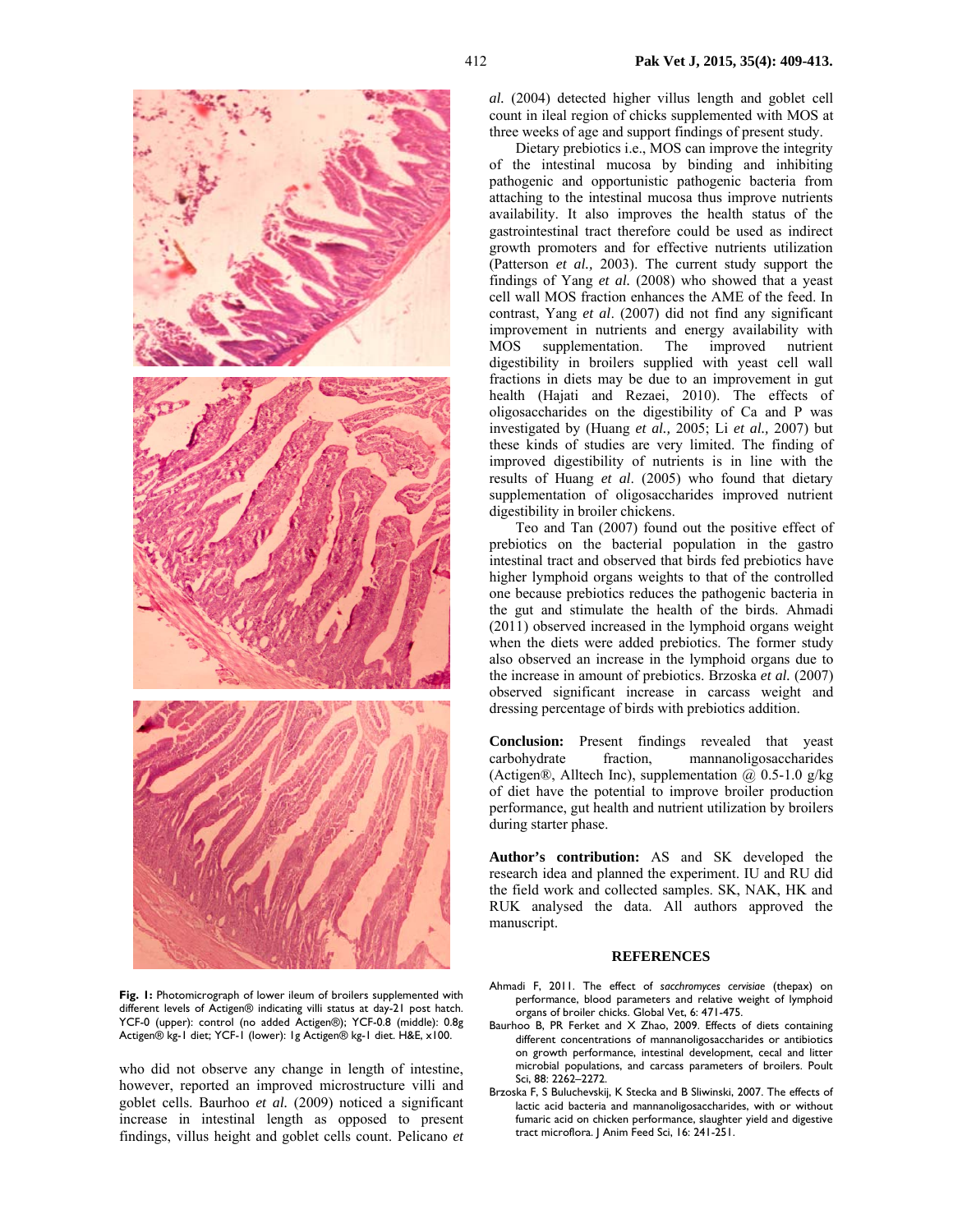**Fig. 1:** Photomicrograph of lower ileum of broilers supplemented with different levels of Actigen® indicating villi status at day-21 post hatch. YCF-0 (upper): control (no added Actigen®); YCF-0.8 (middle): 0.8g Actigen® kg-1 diet; YCF-1 (lower): 1g Actigen® kg-1 diet. H&E, x100.

who did not observe any change in length of intestine, however, reported an improved microstructure villi and goblet cells. Baurhoo *et al.* (2009) noticed a significant increase in intestinal length as opposed to present findings, villus height and goblet cells count. Pelicano *et al.* (2004) detected higher villus length and goblet cell count in ileal region of chicks supplemented with MOS at three weeks of age and support findings of present study.

Dietary prebiotics i.e., MOS can improve the integrity of the intestinal mucosa by binding and inhibiting pathogenic and opportunistic pathogenic bacteria from attaching to the intestinal mucosa thus improve nutrients availability. It also improves the health status of the gastrointestinal tract therefore could be used as indirect growth promoters and for effective nutrients utilization (Patterson *et al.,* 2003). The current study support the findings of Yang *et al.* (2008) who showed that a yeast cell wall MOS fraction enhances the AME of the feed. In contrast, Yang *et al*. (2007) did not find any significant improvement in nutrients and energy availability with MOS supplementation. The improved nutrient digestibility in broilers supplied with yeast cell wall fractions in diets may be due to an improvement in gut health (Hajati and Rezaei, 2010). The effects of oligosaccharides on the digestibility of Ca and P was investigated by (Huang *et al.,* 2005; Li *et al.,* 2007) but these kinds of studies are very limited. The finding of improved digestibility of nutrients is in line with the results of Huang *et al.* (2005) who found that dietary supplementation of oligosaccharides improved nutrient digestibility in broiler chickens.

Teo and Tan (2007) found out the positive effect of prebiotics on the bacterial population in the gastro intestinal tract and observed that birds fed prebiotics have higher lymphoid organs weights to that of the controlled one because prebiotics reduces the pathogenic bacteria in the gut and stimulate the health of the birds. Ahmadi (2011) observed increased in the lymphoid organs weight when the diets were added prebiotics. The former study also observed an increase in the lymphoid organs due to the increase in amount of prebiotics. Brzoska *et al.* (2007) observed significant increase in carcass weight and dressing percentage of birds with prebiotics addition.

**Conclusion:** Present findings revealed that yeast carbohydrate fraction, mannanoligosaccharides (Actigen®, Alltech Inc), supplementation @ 0.5-1.0 g/kg of diet have the potential to improve broiler production performance, gut health and nutrient utilization by broilers during starter phase.

**Author's contribution:** AS and SK developed the research idea and planned the experiment. IU and RU did the field work and collected samples. SK, NAK, HK and RUK analysed the data. All authors approved the manuscript.

## REFERENCES

Ahmadi F, 2011. The effect of *sacchromyces cervisiae* (thepax) on performance, blood parameters and relative weight of lymphoid organs of broiler chicks. Global Vet, 6: 471-475.

Baurhoo B, PR Ferket and X Zhao, 2009. Effects of diets containing different concentrations of mannanoligosaccharides or antibiotics on growth performance, intestinal development, cecal and litter microbial populations, and carcass parameters of broilers. Poult Sci, 88: 2262–2272.

Brzoska F, S Buluchevskij, K Stecka and B Sliwinski, 2007. The effects of lactic acid bacteria and mannanoligosaccharides, with or without fumaric acid on chicken performance, slaughter yield and digestive tract microflora. J Anim Feed Sci, 16: 241-251.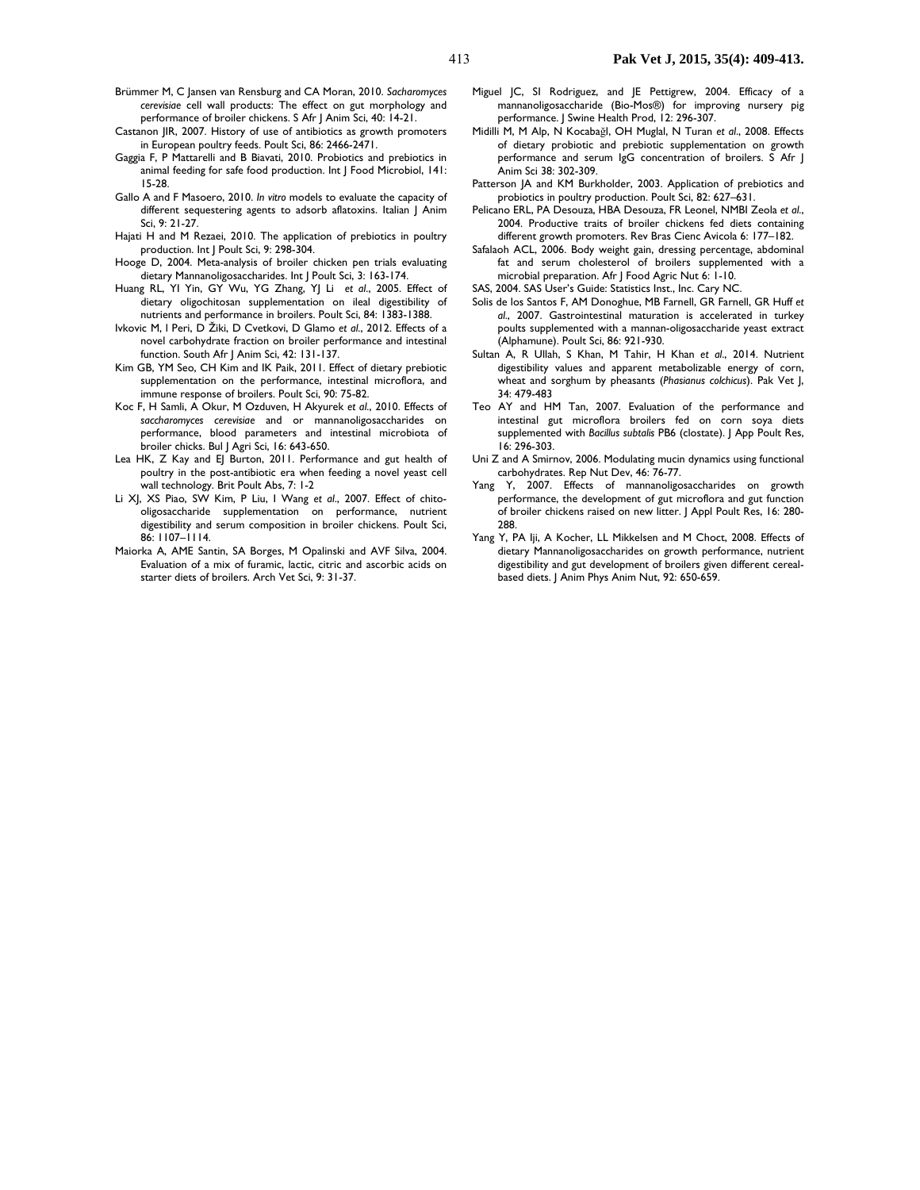Brümmer M, C Jansen van Rensburg and CA Moran, 2010. *Sacharomyces cerevisiae* cell wall products: The effect on gut morphology and performance of broiler chickens. S Afr J Anim Sci, 40: 14-21.

Castanon JIR, 2007. History of use of antibiotics as growth promoters in European poultry feeds. Poult Sci, 86: 2466-2471.

Gaggia F, P Mattarelli and B Biavati, 2010. Probiotics and prebiotics in animal feeding for safe food production. Int J Food Microbiol, 141: 15-28.

Gallo A and F Masoero, 2010. *In vitro* models to evaluate the capacity of different sequestering agents to adsorb aflatoxins. Italian J Anim Sci, 9: 21-27.

Hajati H and M Rezaei, 2010. The application of prebiotics in poultry production. Int J Poult Sci, 9: 298-304.

Hooge D, 2004. Meta-analysis of broiler chicken pen trials evaluating dietary Mannanoligosaccharides. Int J Poult Sci, 3: 163-174.

Huang RL, YI Yin, GY Wu, YG Zhang, YJ Li *et al*., 2005. Effect of dietary oligochitosan supplementation on ileal digestibility of nutrients and performance in broilers. Poult Sci, 84: 1383-1388.

Ivkovic M, I Peri, D Žiki, D Cvetkovi, D Glamo *et al*., 2012. Effects of a novel carbohydrate fraction on broiler performance and intestinal function. South Afr J Anim Sci, 42: 131-137.

Kim GB, YM Seo, CH Kim and IK Paik, 2011. Effect of dietary prebiotic supplementation on the performance, intestinal microflora, and immune response of broilers. Poult Sci, 90: 75-82.

Koc F, H Samli, A Okur, M Ozduven, H Akyurek *et al*., 2010. Effects of *saccharomyces cerevisiae* and or mannanoligosaccharides on performance, blood parameters and intestinal microbiota of broiler chicks. Bul J Agri Sci, 16: 643-650.

Lea HK, Z Kay and EJ Burton, 2011. Performance and gut health of poultry in the post-antibiotic era when feeding a novel yeast cell wall technology. Brit Poult Abs, 7: 1-2

Li XJ, XS Piao, SW Kim, P Liu, I Wang *et al*., 2007. Effect of chito-oligosaccharide supplementation on performance, nutrient digestibility and serum composition in broiler chickens. Poult Sci, 86: 1107–1114.

Maiorka A, AME Santin, SA Borges, M Opalinski and AVF Silva, 2004. Evaluation of a mix of furamic, lactic, citric and ascorbic acids on starter diets of broilers. Arch Vet Sci, 9: 31-37.

Miguel JC, SI Rodriguez, and JE Pettigrew, 2004. Efficacy of a mannanoligosaccharide (Bio-Mos®) for improving nursery pig performance. J Swine Health Prod, 12: 296-307.

Midilli M, M Alp, N Kocabağl, OH Muglal, N Turan *et al*., 2008. Effects of dietary probiotic and prebiotic supplementation on growth performance and serum IgG concentration of broilers. S Afr J Anim Sci 38: 302-309.

Patterson JA and KM Burkholder, 2003. Application of prebiotics and probiotics in poultry production. Poult Sci, 82: 627–631.

Pelicano ERL, PA Desouza, HBA Desouza, FR Leonel, NMBI Zeola *et al*., 2004. Productive traits of broiler chickens fed diets containing different growth promoters. Rev Bras Cienc Avicola 6: 177–182.

Safalaoh ACL, 2006. Body weight gain, dressing percentage, abdominal fat and serum cholesterol of broilers supplemented with a microbial preparation. Afr J Food Agric Nut 6: 1-10.

SAS, 2004. SAS User's Guide: Statistics Inst., Inc. Cary NC.

Solis de los Santos F, AM Donoghue, MB Farnell, GR Farnell, GR Huff *et al*., 2007. Gastrointestinal maturation is accelerated in turkey poults supplemented with a mannan-oligosaccharide yeast extract (Alphamune). Poult Sci, 86: 921-930.

Sultan A, R Ullah, S Khan, M Tahir, H Khan *et al*., 2014. Nutrient digestibility values and apparent metabolizable energy of corn, wheat and sorghum by pheasants (*Phasianus colchicus*). Pak Vet J, 34: 479-483

Teo AY and HM Tan, 2007. Evaluation of the performance and intestinal gut microflora broilers fed on corn soya diets supplemented with *Bacillus subtalis* PB6 (clostate). J App Poult Res, 16: 296-303.

Uni Z and A Smirnov, 2006. Modulating mucin dynamics using functional carbohydrates. Rep Nut Dev, 46: 76-77.

Yang Y, 2007. Effects of mannanoligosaccharides on growth performance, the development of gut microflora and gut function of broiler chickens raised on new litter. J Appl Poult Res, 16: 280-288.

Yang Y, PA Iji, A Kocher, LL Mikkelsen and M Choct, 2008. Effects of dietary Mannanoligosaccharides on growth performance, nutrient digestibility and gut development of broilers given different cereal-based diets. J Anim Phys Anim Nut, 92: 650-659.